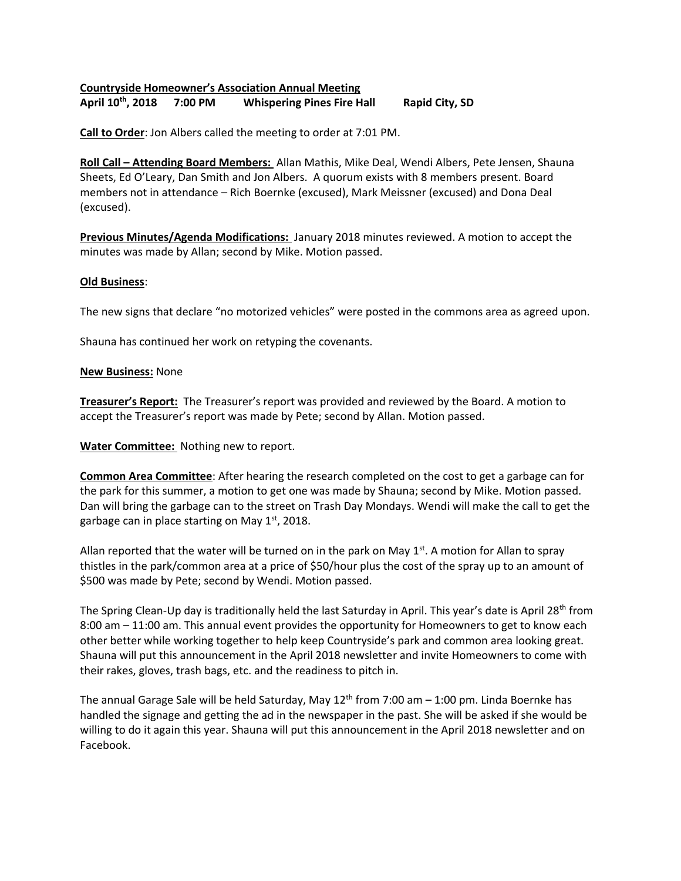**Countryside Homeowner's Association Annual Meeting**
**April 10th, 2018 7:00 PM Whispering Pines Fire Hall Rapid City, SD**

**Call to Order**: Jon Albers called the meeting to order at 7:01 PM.

**Roll Call – Attending Board Members:** Allan Mathis, Mike Deal, Wendi Albers, Pete Jensen, Shauna Sheets, Ed O'Leary, Dan Smith and Jon Albers. A quorum exists with 8 members present. Board members not in attendance – Rich Boernke (excused), Mark Meissner (excused) and Dona Deal (excused).

**Previous Minutes/Agenda Modifications:** January 2018 minutes reviewed. A motion to accept the minutes was made by Allan; second by Mike. Motion passed.

**Old Business**:

The new signs that declare "no motorized vehicles" were posted in the commons area as agreed upon.

Shauna has continued her work on retyping the covenants.

**New Business:** None

**Treasurer's Report:** The Treasurer's report was provided and reviewed by the Board. A motion to accept the Treasurer's report was made by Pete; second by Allan. Motion passed.

**Water Committee:** Nothing new to report.

**Common Area Committee**: After hearing the research completed on the cost to get a garbage can for the park for this summer, a motion to get one was made by Shauna; second by Mike. Motion passed. Dan will bring the garbage can to the street on Trash Day Mondays. Wendi will make the call to get the garbage can in place starting on May 1st, 2018.

Allan reported that the water will be turned on in the park on May 1st. A motion for Allan to spray thistles in the park/common area at a price of $50/hour plus the cost of the spray up to an amount of $500 was made by Pete; second by Wendi. Motion passed.

The Spring Clean-Up day is traditionally held the last Saturday in April. This year's date is April 28th from 8:00 am – 11:00 am. This annual event provides the opportunity for Homeowners to get to know each other better while working together to help keep Countryside's park and common area looking great. Shauna will put this announcement in the April 2018 newsletter and invite Homeowners to come with their rakes, gloves, trash bags, etc. and the readiness to pitch in.

The annual Garage Sale will be held Saturday, May 12th from 7:00 am – 1:00 pm. Linda Boernke has handled the signage and getting the ad in the newspaper in the past. She will be asked if she would be willing to do it again this year. Shauna will put this announcement in the April 2018 newsletter and on Facebook.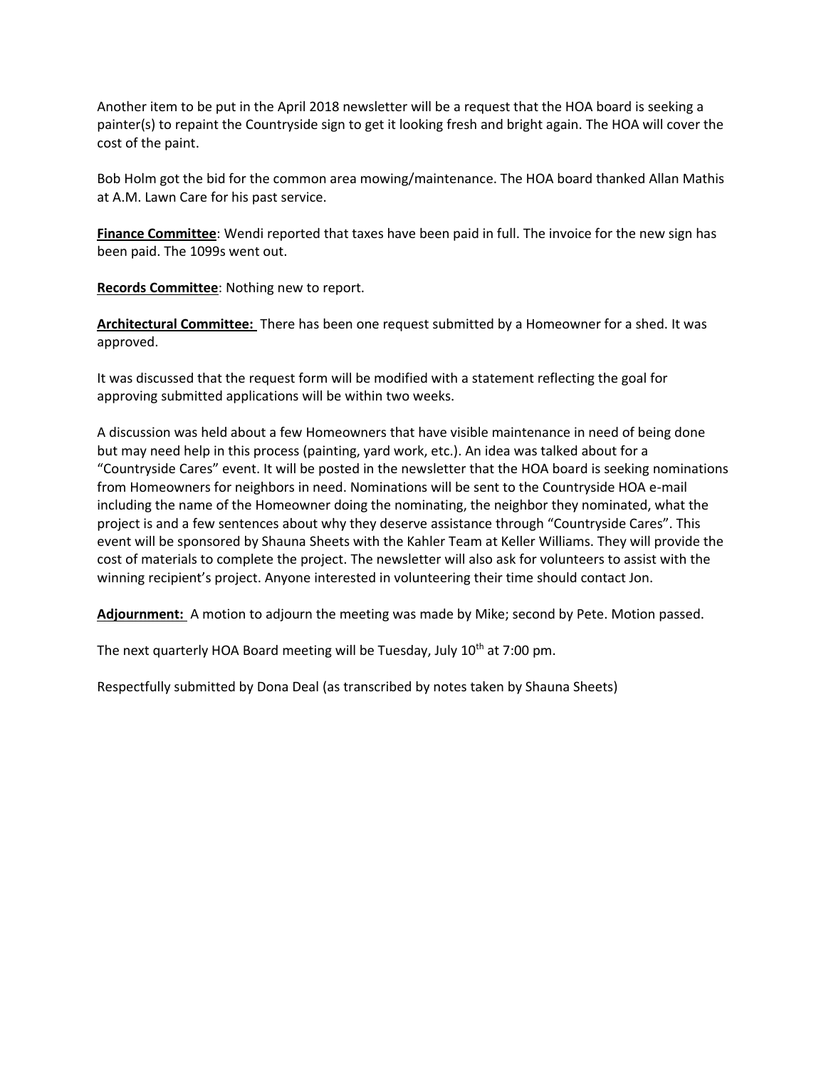Another item to be put in the April 2018 newsletter will be a request that the HOA board is seeking a painter(s) to repaint the Countryside sign to get it looking fresh and bright again. The HOA will cover the cost of the paint.

Bob Holm got the bid for the common area mowing/maintenance. The HOA board thanked Allan Mathis at A.M. Lawn Care for his past service.

**Finance Committee**: Wendi reported that taxes have been paid in full. The invoice for the new sign has been paid. The 1099s went out.

**Records Committee**: Nothing new to report.

**Architectural Committee:** There has been one request submitted by a Homeowner for a shed. It was approved.

It was discussed that the request form will be modified with a statement reflecting the goal for approving submitted applications will be within two weeks.

A discussion was held about a few Homeowners that have visible maintenance in need of being done but may need help in this process (painting, yard work, etc.). An idea was talked about for a "Countryside Cares" event. It will be posted in the newsletter that the HOA board is seeking nominations from Homeowners for neighbors in need. Nominations will be sent to the Countryside HOA e-mail including the name of the Homeowner doing the nominating, the neighbor they nominated, what the project is and a few sentences about why they deserve assistance through "Countryside Cares". This event will be sponsored by Shauna Sheets with the Kahler Team at Keller Williams. They will provide the cost of materials to complete the project. The newsletter will also ask for volunteers to assist with the winning recipient's project. Anyone interested in volunteering their time should contact Jon.

**Adjournment:** A motion to adjourn the meeting was made by Mike; second by Pete. Motion passed.

The next quarterly HOA Board meeting will be Tuesday, July 10th at 7:00 pm.

Respectfully submitted by Dona Deal (as transcribed by notes taken by Shauna Sheets)